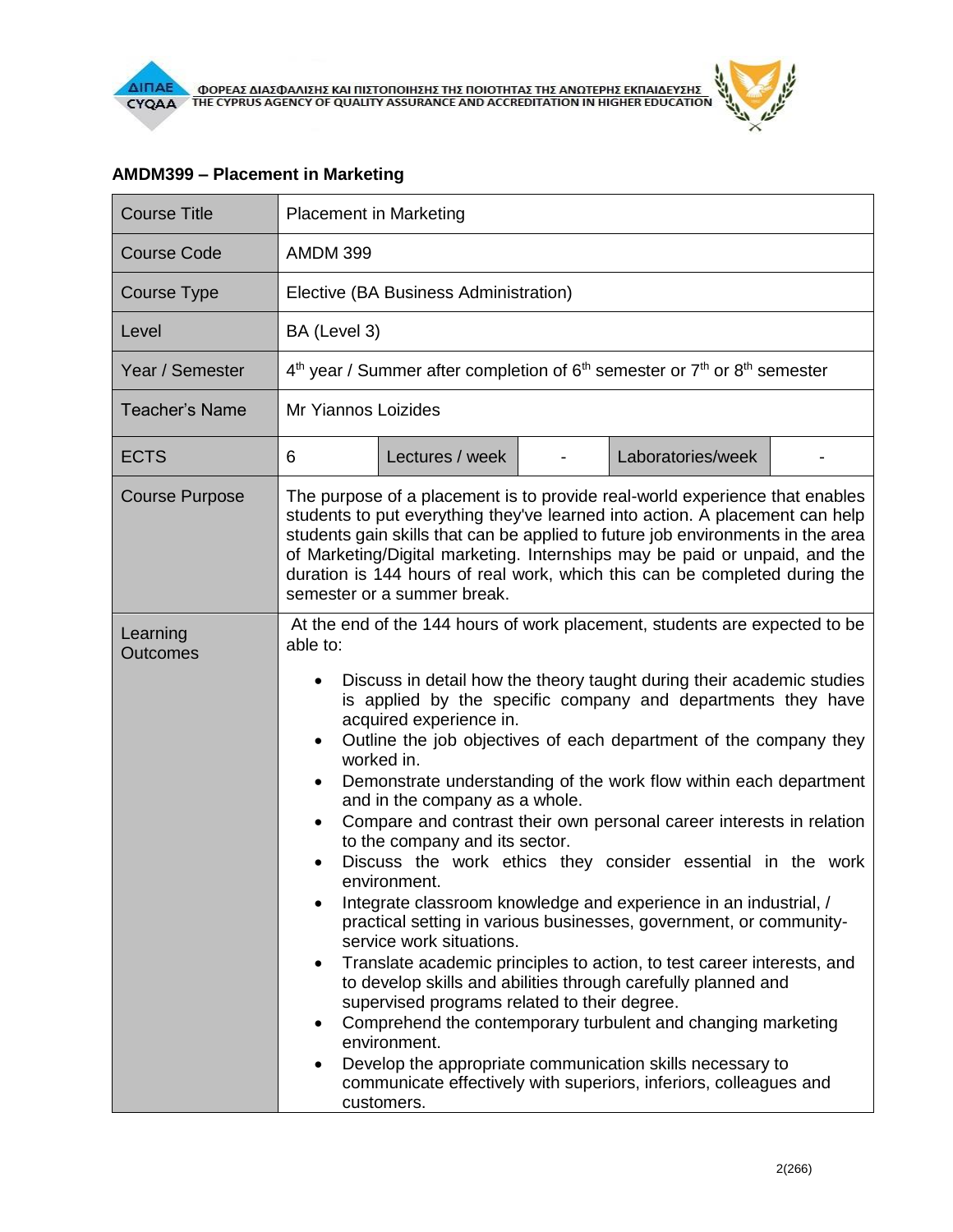## AMDM399 – Placement in Marketing

| Course Title | Placement in Marketing | | | | |
|---|---|---|---|---|---|
| Course Code | AMDM 399 | | | | |
| Course Type | Elective (BA Business Administration) | | | | |
| Level | BA (Level 3) | | | | |
| Year / Semester | 4th year / Summer after completion of 6th semester or 7th or 8th semester | | | | |
| Teacher's Name | Mr Yiannos Loizides | | | | |
| ECTS | 6 | Lectures / week | - | Laboratories/week | - |
| Course Purpose | The purpose of a placement is to provide real-world experience that enables students to put everything they've learned into action. A placement can help students gain skills that can be applied to future job environments in the area of Marketing/Digital marketing. Internships may be paid or unpaid, and the duration is 144 hours of real work, which this can be completed during the semester or a summer break. | | | | |
| Learning Outcomes | At the end of the 144 hours of work placement, students are expected to be able to:<br>• Discuss in detail how the theory taught during their academic studies is applied by the specific company and departments they have acquired experience in.<br>• Outline the job objectives of each department of the company they worked in.<br>• Demonstrate understanding of the work flow within each department and in the company as a whole.<br>• Compare and contrast their own personal career interests in relation to the company and its sector.<br>• Discuss the work ethics they consider essential in the work environment.<br>• Integrate classroom knowledge and experience in an industrial, / practical setting in various businesses, government, or community-service work situations.<br>• Translate academic principles to action, to test career interests, and to develop skills and abilities through carefully planned and supervised programs related to their degree.<br>• Comprehend the contemporary turbulent and changing marketing environment.<br>• Develop the appropriate communication skills necessary to communicate effectively with superiors, inferiors, colleagues and customers. | | | | |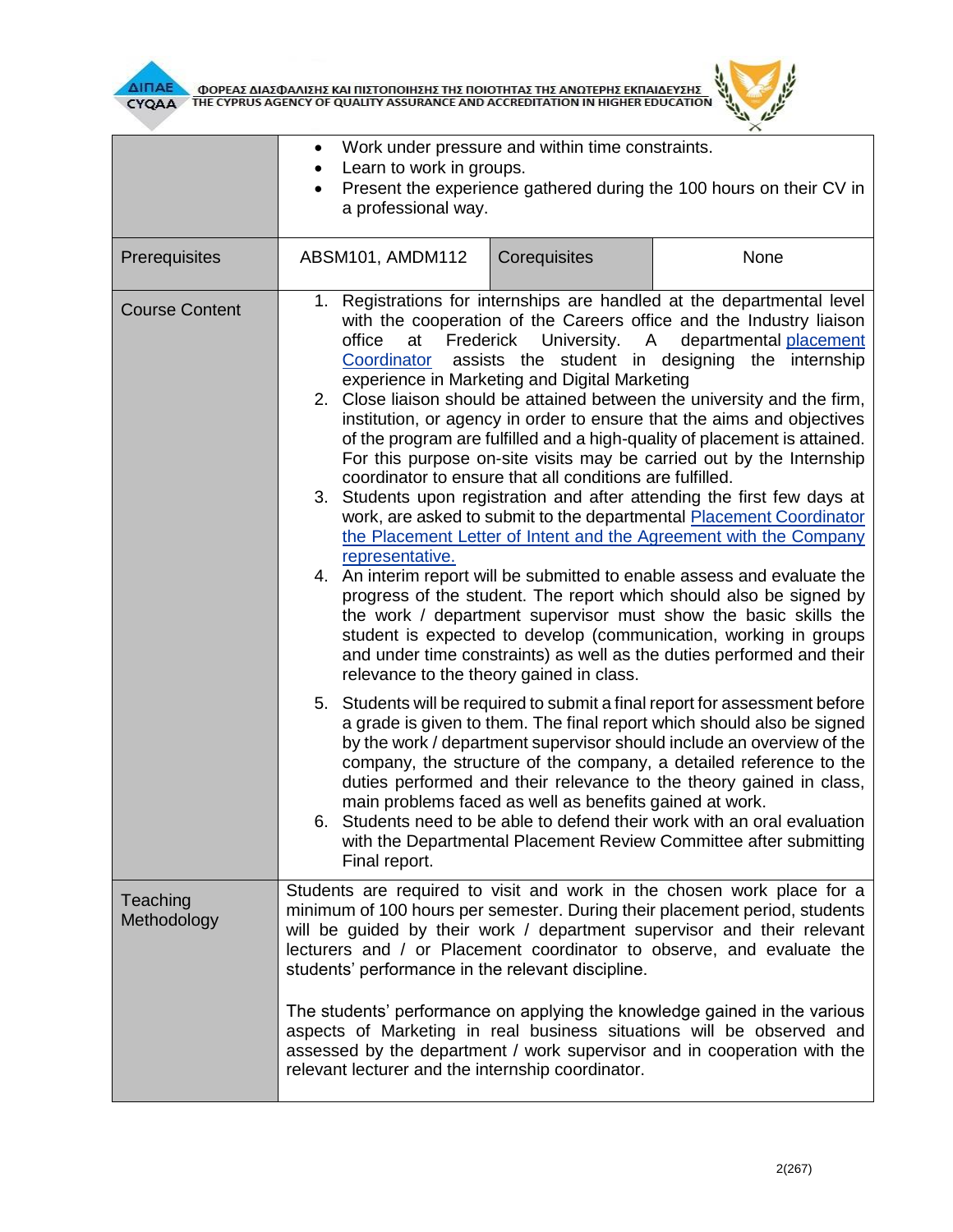| | | | |
|---|---|---|---|
| | <ul><li>Work under pressure and within time constraints.</li><li>Learn to work in groups.</li><li>Present the experience gathered during the 100 hours on their CV in a professional way.</li></ul> | | |
| Prerequisites | ABSM101, AMDM112 | Corequisites | None |
| Course Content | 1. Registrations for internships are handled at the departmental level with the cooperation of the Careers office and the Industry liaison office at Frederick University. A departmental placement Coordinator assists the student in designing the internship experience in Marketing and Digital Marketing<br>2. Close liaison should be attained between the university and the firm, institution, or agency in order to ensure that the aims and objectives of the program are fulfilled and a high-quality of placement is attained. For this purpose on-site visits may be carried out by the Internship coordinator to ensure that all conditions are fulfilled.<br>3. Students upon registration and after attending the first few days at work, are asked to submit to the departmental Placement Coordinator the Placement Letter of Intent and the Agreement with the Company representative.<br>4. An interim report will be submitted to enable assess and evaluate the progress of the student. The report which should also be signed by the work / department supervisor must show the basic skills the student is expected to develop (communication, working in groups and under time constraints) as well as the duties performed and their relevance to the theory gained in class.<br>5. Students will be required to submit a final report for assessment before a grade is given to them. The final report which should also be signed by the work / department supervisor should include an overview of the company, the structure of the company, a detailed reference to the duties performed and their relevance to the theory gained in class, main problems faced as well as benefits gained at work.<br>6. Students need to be able to defend their work with an oral evaluation with the Departmental Placement Review Committee after submitting Final report. | | |
| Teaching Methodology | Students are required to visit and work in the chosen work place for a minimum of 100 hours per semester. During their placement period, students will be guided by their work / department supervisor and their relevant lecturers and / or Placement coordinator to observe, and evaluate the students' performance in the relevant discipline.<br><br>The students' performance on applying the knowledge gained in the various aspects of Marketing in real business situations will be observed and assessed by the department / work supervisor and in cooperation with the relevant lecturer and the internship coordinator. | | |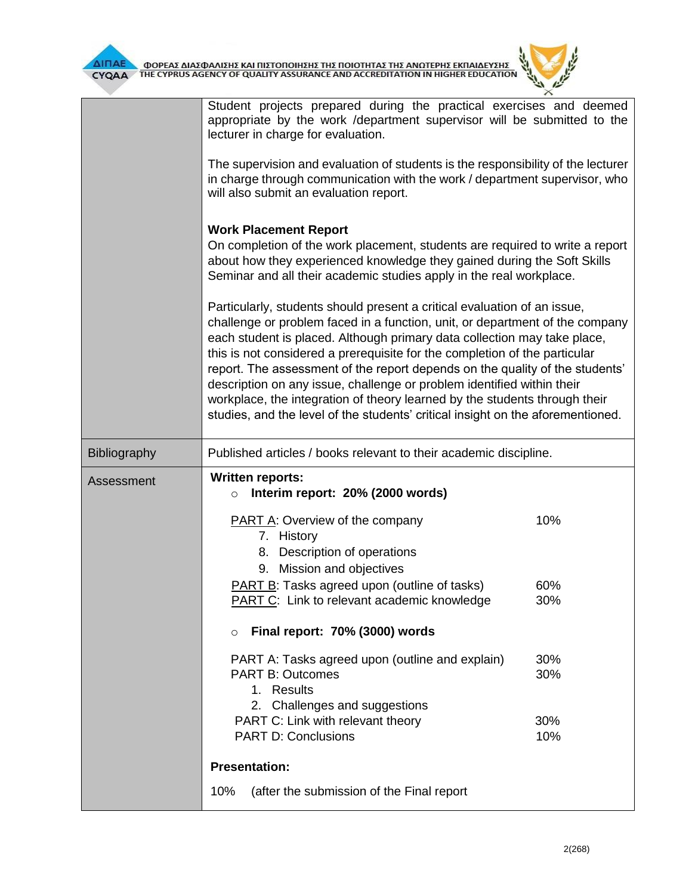| | |
|---|---|
| | Student projects prepared during the practical exercises and deemed appropriate by the work /department supervisor will be submitted to the lecturer in charge for evaluation.<br><br>The supervision and evaluation of students is the responsibility of the lecturer in charge through communication with the work / department supervisor, who will also submit an evaluation report.<br><br>**Work Placement Report**<br>On completion of the work placement, students are required to write a report about how they experienced knowledge they gained during the Soft Skills Seminar and all their academic studies apply in the real workplace.<br><br>Particularly, students should present a critical evaluation of an issue, challenge or problem faced in a function, unit, or department of the company each student is placed. Although primary data collection may take place, this is not considered a prerequisite for the completion of the particular report. The assessment of the report depends on the quality of the students' description on any issue, challenge or problem identified within their workplace, the integration of theory learned by the students through their studies, and the level of the students' critical insight on the aforementioned. |
| Bibliography | Published articles / books relevant to their academic discipline. |
| Assessment | **Written reports:**<br>○ **Interim report: 20% (2000 words)**<br><br>PART A: Overview of the company — 10%<br>7. History<br>8. Description of operations<br>9. Mission and objectives<br>PART B: Tasks agreed upon (outline of tasks) — 60%<br>PART C: Link to relevant academic knowledge — 30%<br><br>○ **Final report: 70% (3000) words**<br><br>PART A: Tasks agreed upon (outline and explain) — 30%<br>PART B: Outcomes — 30%<br>1. Results<br>2. Challenges and suggestions<br>PART C: Link with relevant theory — 30%<br>PART D: Conclusions — 10%<br><br>**Presentation:**<br><br>10% (after the submission of the Final report |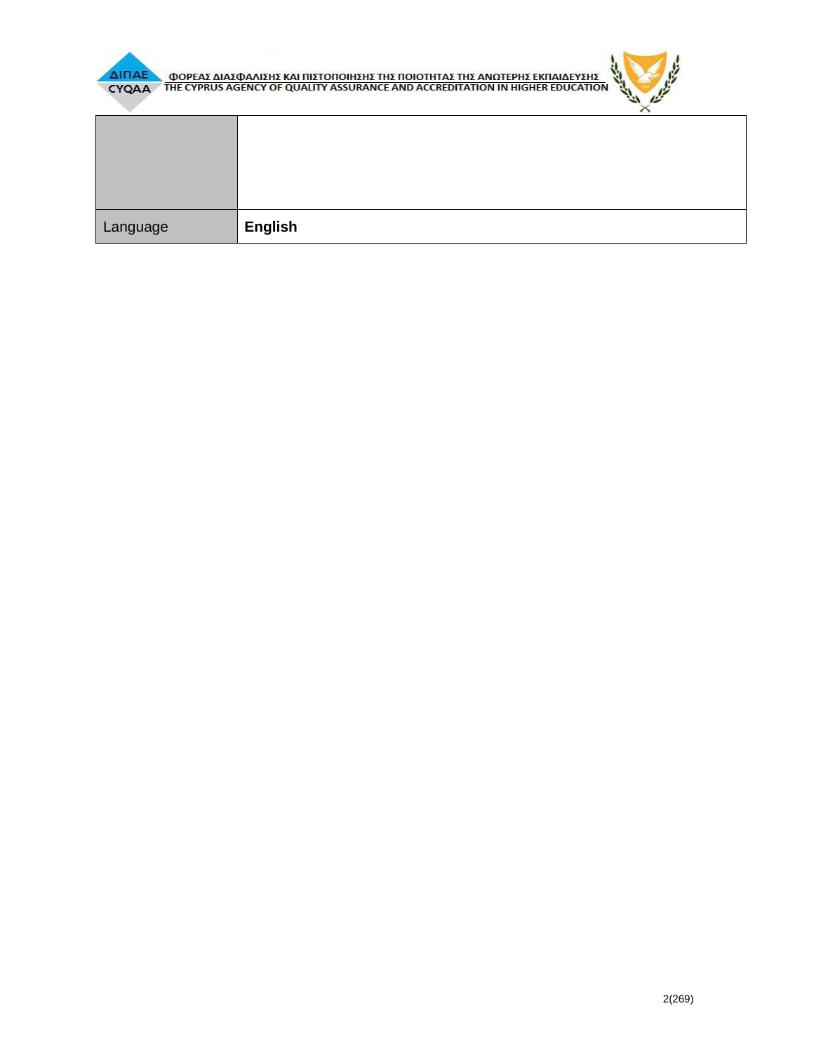| | |
|---|---|
| | |
| Language | **English** |